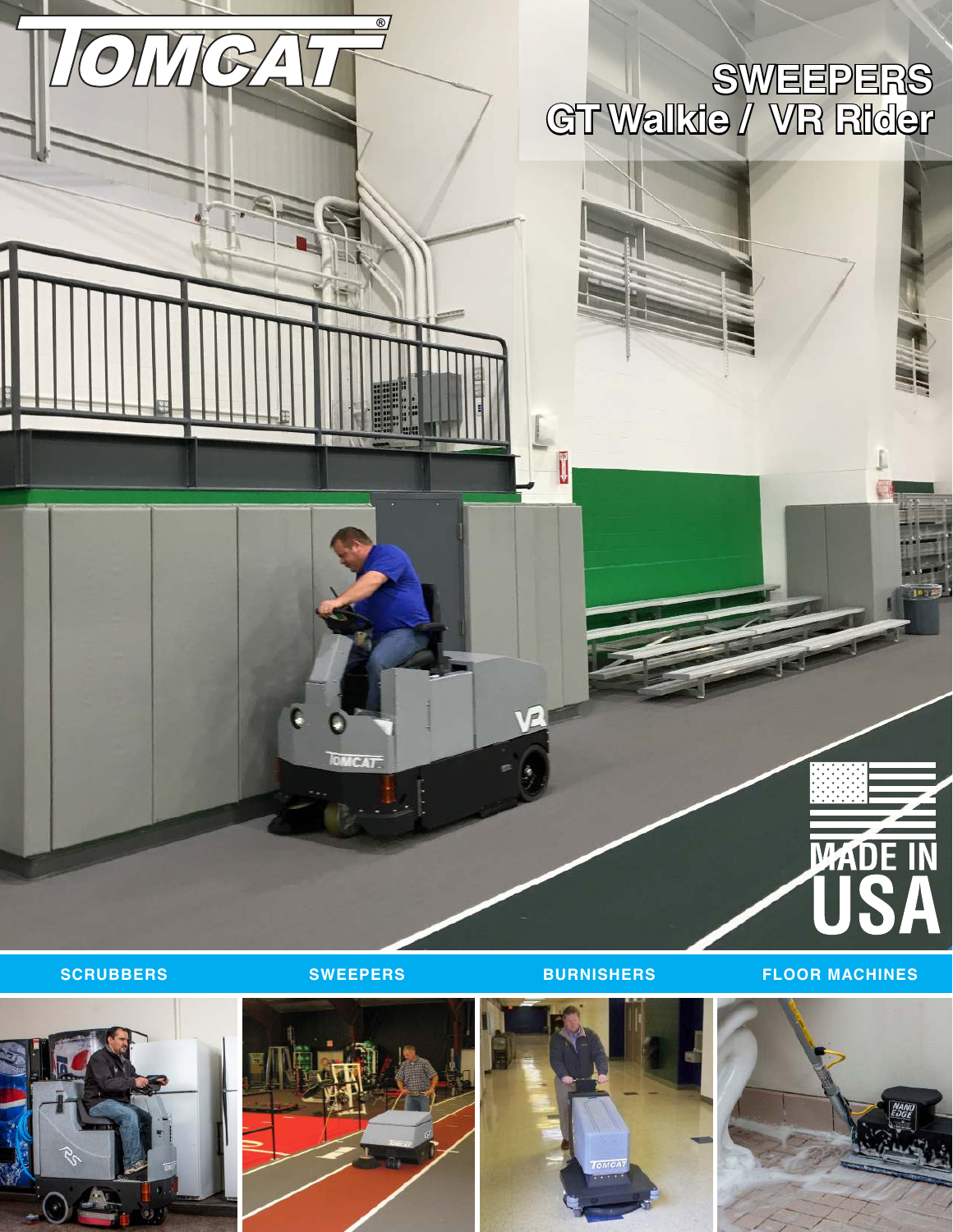# TOMCAT®

# SWEEPERS
## GT Walkie / VR Rider

MADE IN USA

SCRUBBERS | SWEEPERS | BURNISHERS | FLOOR MACHINES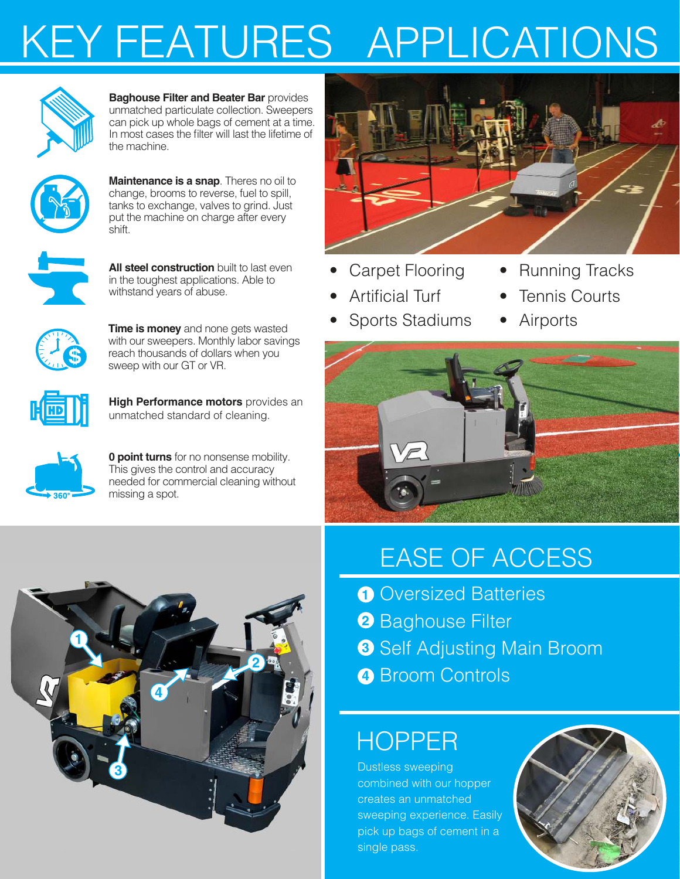# KEY FEATURES

**Baghouse Filter and Beater Bar** provides unmatched particulate collection. Sweepers can pick up whole bags of cement at a time. In most cases the filter will last the lifetime of the machine.

**Maintenance is a snap**. Theres no oil to change, brooms to reverse, fuel to spill, tanks to exchange, valves to grind. Just put the machine on charge after every shift.

**All steel construction** built to last even in the toughest applications. Able to withstand years of abuse.

**Time is money** and none gets wasted with our sweepers. Monthly labor savings reach thousands of dollars when you sweep with our GT or VR.

**High Performance motors** provides an unmatched standard of cleaning.

**0 point turns** for no nonsense mobility. This gives the control and accuracy needed for commercial cleaning without missing a spot.

# APPLICATIONS

- Carpet Flooring
- Artificial Turf
- Sports Stadiums
- Running Tracks
- Tennis Courts
- Airports

## EASE OF ACCESS

1. Oversized Batteries
2. Baghouse Filter
3. Self Adjusting Main Broom
4. Broom Controls

## HOPPER

Dustless sweeping combined with our hopper creates an unmatched sweeping experience. Easily pick up bags of cement in a single pass.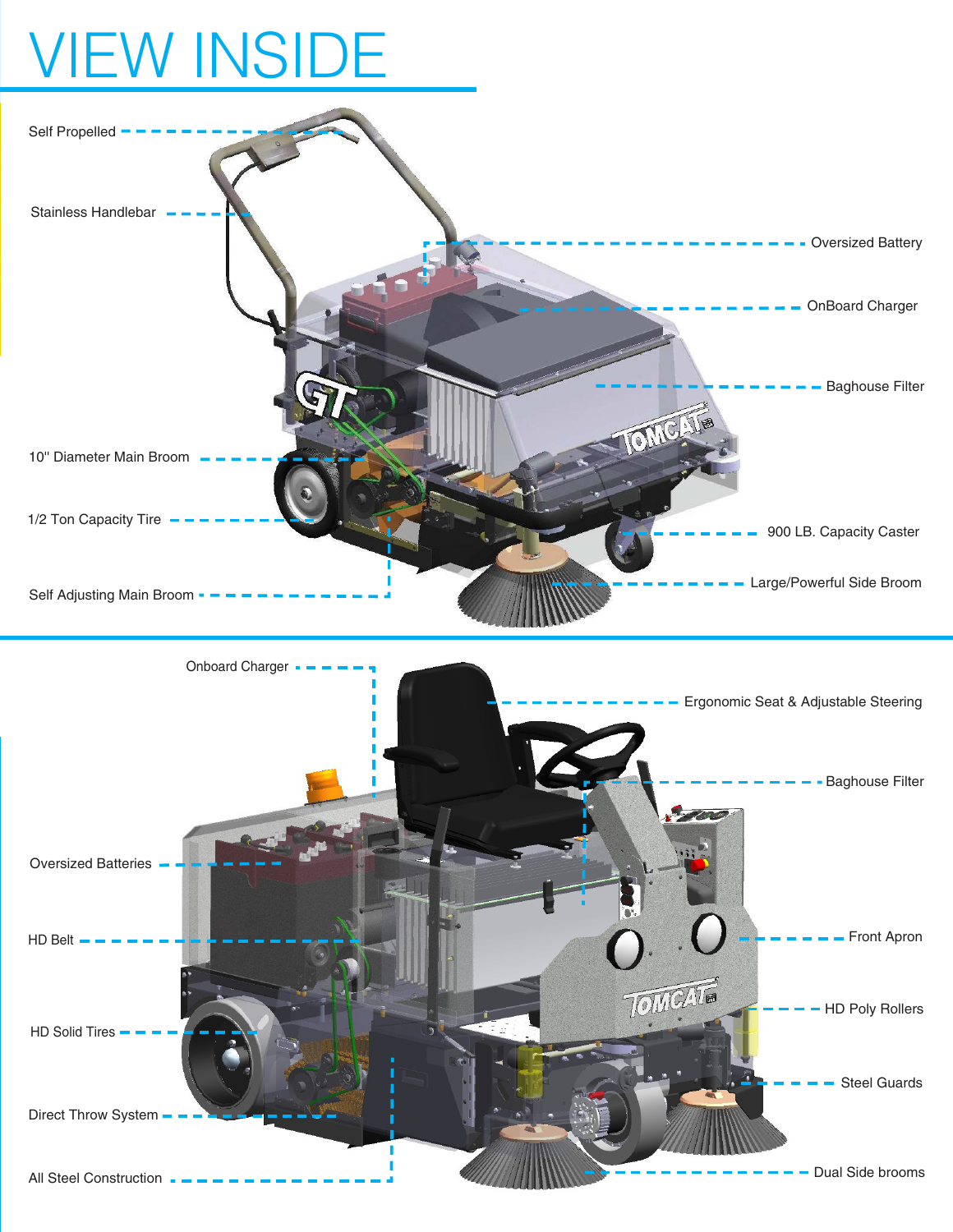# VIEW INSIDE

- Self Propelled
- Stainless Handlebar
- Oversized Battery
- OnBoard Charger
- Baghouse Filter
- 10" Diameter Main Broom
- 1/2 Ton Capacity Tire
- 900 LB. Capacity Caster
- Self Adjusting Main Broom
- Large/Powerful Side Broom

---

- Onboard Charger
- Ergonomic Seat & Adjustable Steering
- Baghouse Filter
- Oversized Batteries
- HD Belt
- Front Apron
- HD Poly Rollers
- HD Solid Tires
- Steel Guards
- Direct Throw System
- All Steel Construction
- Dual Side brooms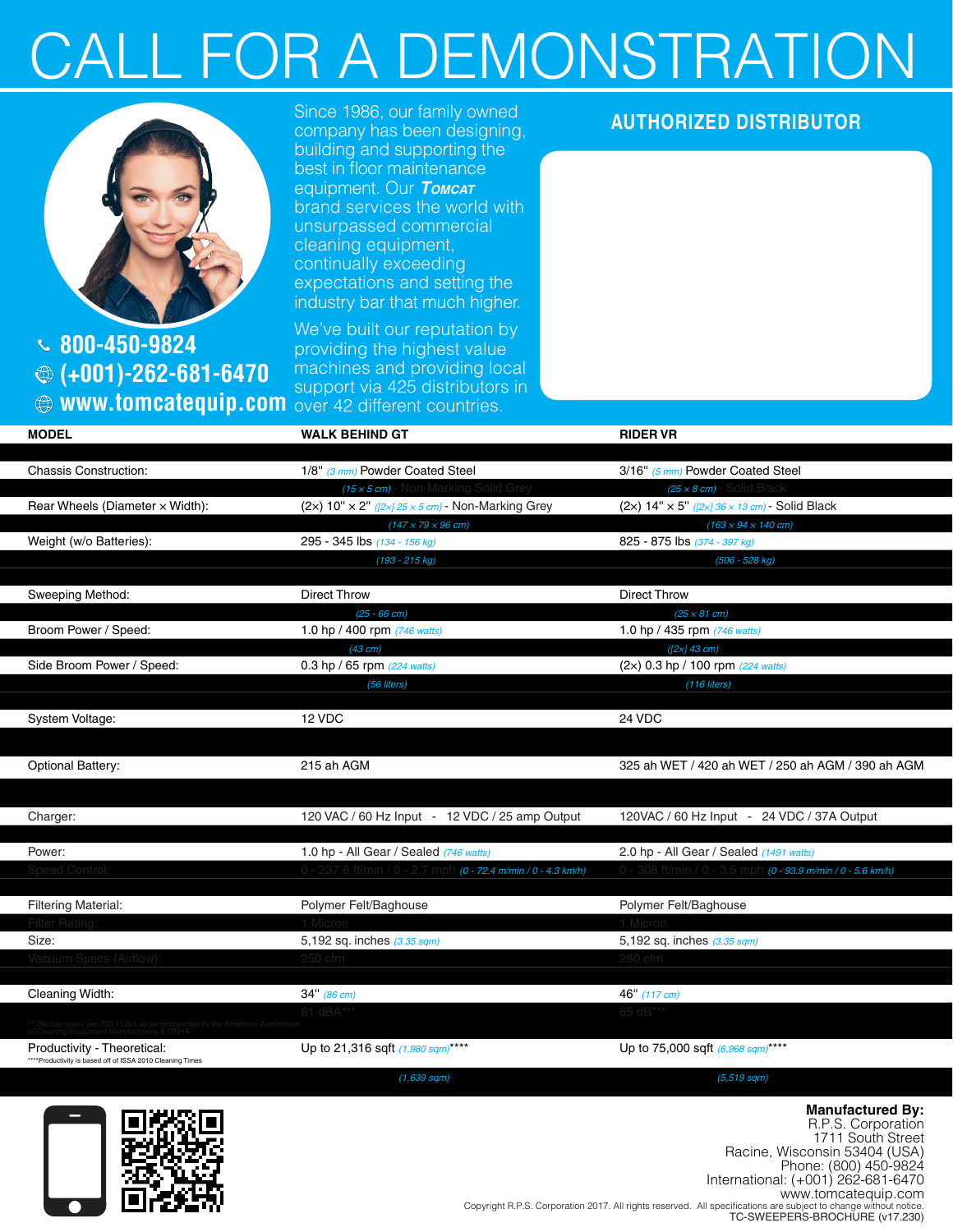# CALL FOR A DEMONSTRATION

Since 1986, our family owned company has been designing, building and supporting the best in floor maintenance equipment. Our ***Tomcat*** brand services the world with unsurpassed commercial cleaning equipment, continually exceeding expectations and setting the industry bar that much higher.

We've built our reputation by providing the highest value machines and providing local support via 425 distributors in over 42 different countries.

**800-450-9824**

**(+001)-262-681-6470**

**www.tomcatequip.com**

## AUTHORIZED DISTRIBUTOR

| MODEL | WALK BEHIND GT | RIDER VR |
|---|---|---|
| | | |
| Chassis Construction: | 1/8" *(3 mm)* Powder Coated Steel | 3/16" *(5 mm)* Powder Coated Steel |
| | *(15 x 5 cm)* - Non-Marking Solid Grey | *(25 x 8 cm)* - Solid Black |
| Rear Wheels (Diameter × Width): | (2x) 10" × 2" *([2x] 25 x 5 cm)* - Non-Marking Grey | (2x) 14" × 5" *([2x] 36 x 13 cm)* - Solid Black |
| | *(147 x 79 x 96 cm)* | *(163 x 94 x 140 cm)* |
| Weight (w/o Batteries): | 295 - 345 lbs *(134 - 156 kg)* | 825 - 875 lbs *(374 - 397 kg)* |
| | *(193 - 215 kg)* | *(506 - 528 kg)* |
| Sweeping Method: | Direct Throw | Direct Throw |
| | *(25 - 66 cm)* | *(25 x 81 cm)* |
| Broom Power / Speed: | 1.0 hp / 400 rpm *(746 watts)* | 1.0 hp / 435 rpm *(746 watts)* |
| | *(43 cm)* | *([2x] 43 cm)* |
| Side Broom Power / Speed: | 0.3 hp / 65 rpm *(224 watts)* | (2x) 0.3 hp / 100 rpm *(224 watts)* |
| | *(56 liters)* | *(116 liters)* |
| System Voltage: | 12 VDC | 24 VDC |
| Optional Battery: | 215 ah AGM | 325 ah WET / 420 ah WET / 250 ah AGM / 390 ah AGM |
| Charger: | 120 VAC / 60 Hz Input - 12 VDC / 25 amp Output | 120VAC / 60 Hz Input - 24 VDC / 37A Output |
| Power: | 1.0 hp - All Gear / Sealed *(746 watts)* | 2.0 hp - All Gear / Sealed *(1491 watts)* |
| Speed Control: | 0 - 237.6 ft/min / 0 - 2.7 mph *(0 - 72.4 m/min / 0 - 4.3 km/h)* | 0 - 308 ft/min / 0 - 3.5 mph *(0 - 93.9 m/min / 0 - 5.6 km/h)* |
| Filtering Material: | Polymer Felt/Baghouse | Polymer Felt/Baghouse |
| Filter Rating: | 1 Micron | 1 Micron |
| Size: | 5,192 sq. inches *(3.35 sqm)* | 5,192 sq. inches *(3.35 sqm)* |
| Vacuum Specs (Airflow): | 250 cfm | 280 cfm |
| Cleaning Width: | 34" *(86 cm)* | 46" *(117 cm)* |
| ***Decibel levels per ISO 11201 as recommended by the American Association of Cleaning Equipment Manufacturers & OSHA | 61 dBA*** | 65 dB*** |
| Productivity - Theoretical: ****Productivity is based off of ISSA 2010 Cleaning Times | Up to 21,316 sqft *(1,980 sqm)*\*\*\*\* | Up to 75,000 sqft *(6,968 sqm)*\*\*\*\* |
| | *(1,639 sqm)* | *(5,519 sqm)* |

**Manufactured By:**
R.P.S. Corporation
1711 South Street
Racine, Wisconsin 53404 (USA)
Phone: (800) 450-9824
International: (+001) 262-681-6470
www.tomcatequip.com

Copyright R.P.S. Corporation 2017. All rights reserved. All specifications are subject to change without notice.
TC-SWEEPERS-BROCHURE (v17.230)